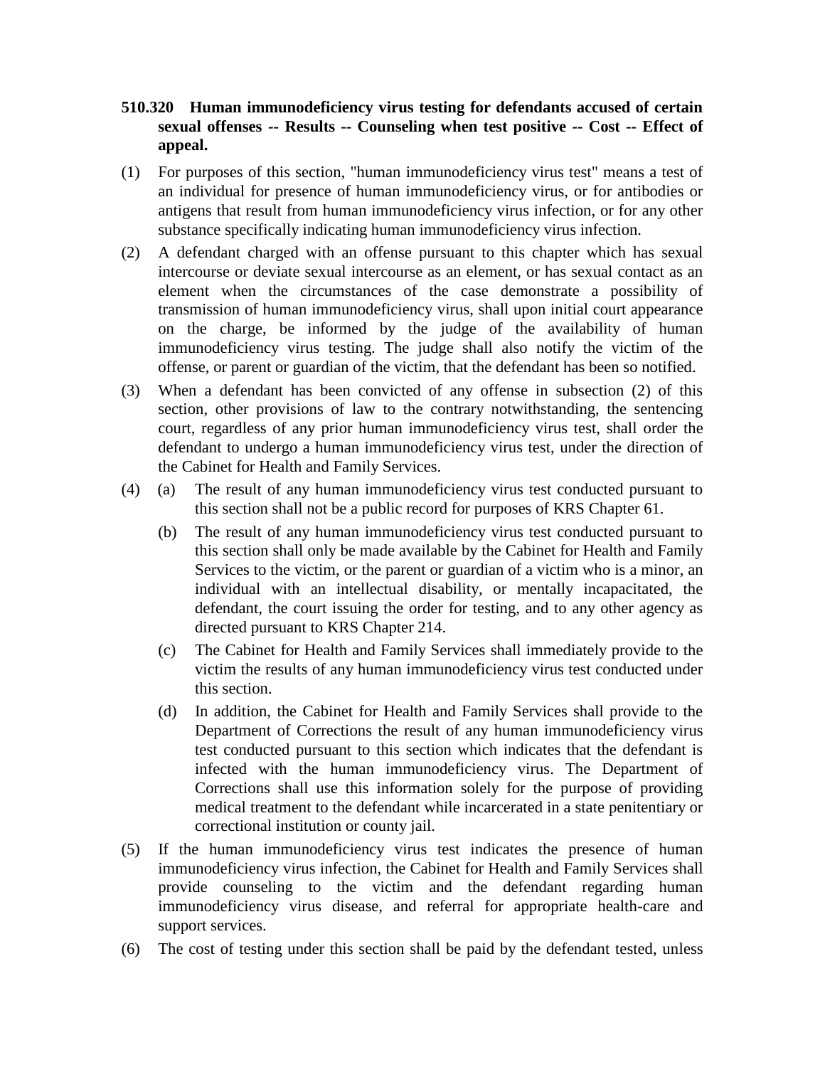**510.320 Human immunodeficiency virus testing for defendants accused of certain sexual offenses -- Results -- Counseling when test positive -- Cost -- Effect of appeal.**

(1) For purposes of this section, "human immunodeficiency virus test" means a test of an individual for presence of human immunodeficiency virus, or for antibodies or antigens that result from human immunodeficiency virus infection, or for any other substance specifically indicating human immunodeficiency virus infection.

(2) A defendant charged with an offense pursuant to this chapter which has sexual intercourse or deviate sexual intercourse as an element, or has sexual contact as an element when the circumstances of the case demonstrate a possibility of transmission of human immunodeficiency virus, shall upon initial court appearance on the charge, be informed by the judge of the availability of human immunodeficiency virus testing. The judge shall also notify the victim of the offense, or parent or guardian of the victim, that the defendant has been so notified.

(3) When a defendant has been convicted of any offense in subsection (2) of this section, other provisions of law to the contrary notwithstanding, the sentencing court, regardless of any prior human immunodeficiency virus test, shall order the defendant to undergo a human immunodeficiency virus test, under the direction of the Cabinet for Health and Family Services.

(4) (a) The result of any human immunodeficiency virus test conducted pursuant to this section shall not be a public record for purposes of KRS Chapter 61.

(b) The result of any human immunodeficiency virus test conducted pursuant to this section shall only be made available by the Cabinet for Health and Family Services to the victim, or the parent or guardian of a victim who is a minor, an individual with an intellectual disability, or mentally incapacitated, the defendant, the court issuing the order for testing, and to any other agency as directed pursuant to KRS Chapter 214.

(c) The Cabinet for Health and Family Services shall immediately provide to the victim the results of any human immunodeficiency virus test conducted under this section.

(d) In addition, the Cabinet for Health and Family Services shall provide to the Department of Corrections the result of any human immunodeficiency virus test conducted pursuant to this section which indicates that the defendant is infected with the human immunodeficiency virus. The Department of Corrections shall use this information solely for the purpose of providing medical treatment to the defendant while incarcerated in a state penitentiary or correctional institution or county jail.

(5) If the human immunodeficiency virus test indicates the presence of human immunodeficiency virus infection, the Cabinet for Health and Family Services shall provide counseling to the victim and the defendant regarding human immunodeficiency virus disease, and referral for appropriate health-care and support services.

(6) The cost of testing under this section shall be paid by the defendant tested, unless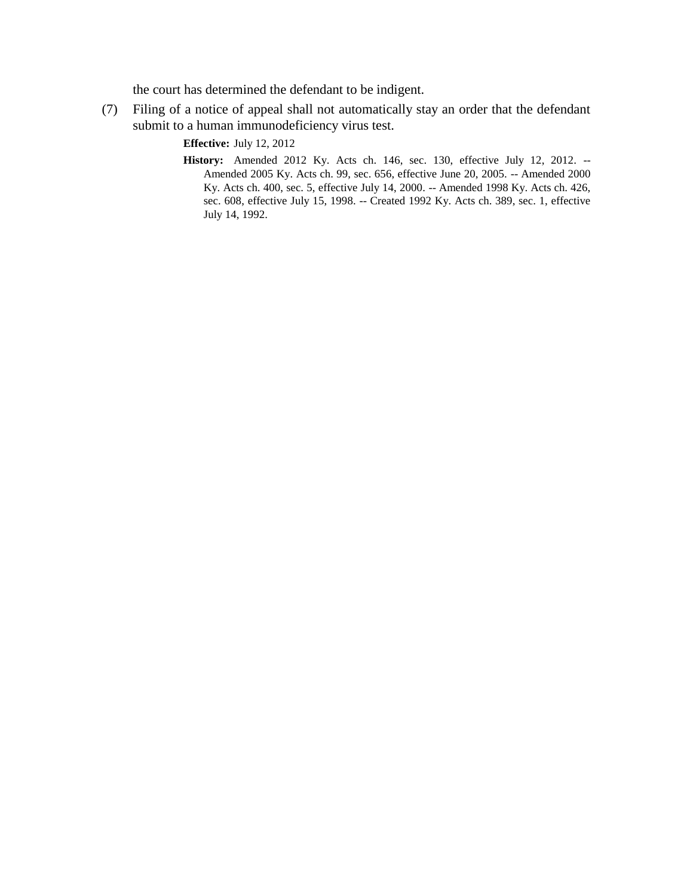the court has determined the defendant to be indigent.

(7) Filing of a notice of appeal shall not automatically stay an order that the defendant submit to a human immunodeficiency virus test.

**Effective:** July 12, 2012

**History:** Amended 2012 Ky. Acts ch. 146, sec. 130, effective July 12, 2012. -- Amended 2005 Ky. Acts ch. 99, sec. 656, effective June 20, 2005. -- Amended 2000 Ky. Acts ch. 400, sec. 5, effective July 14, 2000. -- Amended 1998 Ky. Acts ch. 426, sec. 608, effective July 15, 1998. -- Created 1992 Ky. Acts ch. 389, sec. 1, effective July 14, 1992.